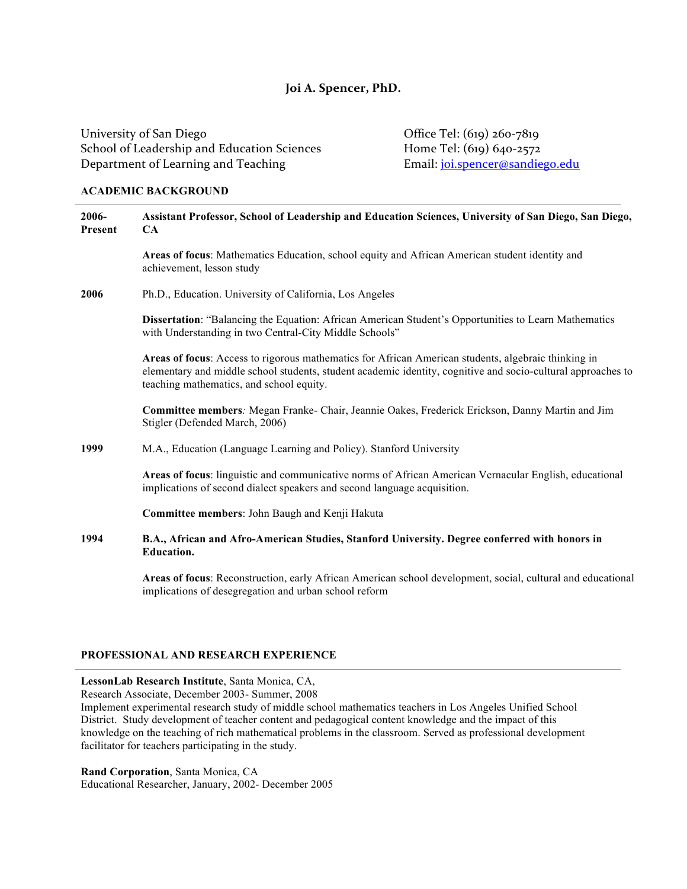# Joi A. Spencer, PhD.

University of San Diego
School of Leadership and Education Sciences
Department of Learning and Teaching

Office Tel: (619) 260-7819
Home Tel: (619) 640-2572
Email: joi.spencer@sandiego.edu

## ACADEMIC BACKGROUND

**2006-Present** **Assistant Professor, School of Leadership and Education Sciences, University of San Diego, San Diego, CA**

**Areas of focus**: Mathematics Education, school equity and African American student identity and achievement, lesson study

**2006** Ph.D., Education. University of California, Los Angeles

**Dissertation**: "Balancing the Equation: African American Student's Opportunities to Learn Mathematics with Understanding in two Central-City Middle Schools"

**Areas of focus**: Access to rigorous mathematics for African American students, algebraic thinking in elementary and middle school students, student academic identity, cognitive and socio-cultural approaches to teaching mathematics, and school equity.

**Committee members***:* Megan Franke- Chair, Jeannie Oakes, Frederick Erickson, Danny Martin and Jim Stigler (Defended March, 2006)

**1999** M.A., Education (Language Learning and Policy). Stanford University

**Areas of focus**: linguistic and communicative norms of African American Vernacular English, educational implications of second dialect speakers and second language acquisition.

**Committee members**: John Baugh and Kenji Hakuta

**1994** **B.A., African and Afro-American Studies, Stanford University. Degree conferred with honors in Education.**

**Areas of focus**: Reconstruction, early African American school development, social, cultural and educational implications of desegregation and urban school reform

## PROFESSIONAL AND RESEARCH EXPERIENCE

**LessonLab Research Institute**, Santa Monica, CA,
Research Associate, December 2003- Summer, 2008
Implement experimental research study of middle school mathematics teachers in Los Angeles Unified School District. Study development of teacher content and pedagogical content knowledge and the impact of this knowledge on the teaching of rich mathematical problems in the classroom. Served as professional development facilitator for teachers participating in the study.

**Rand Corporation**, Santa Monica, CA
Educational Researcher, January, 2002- December 2005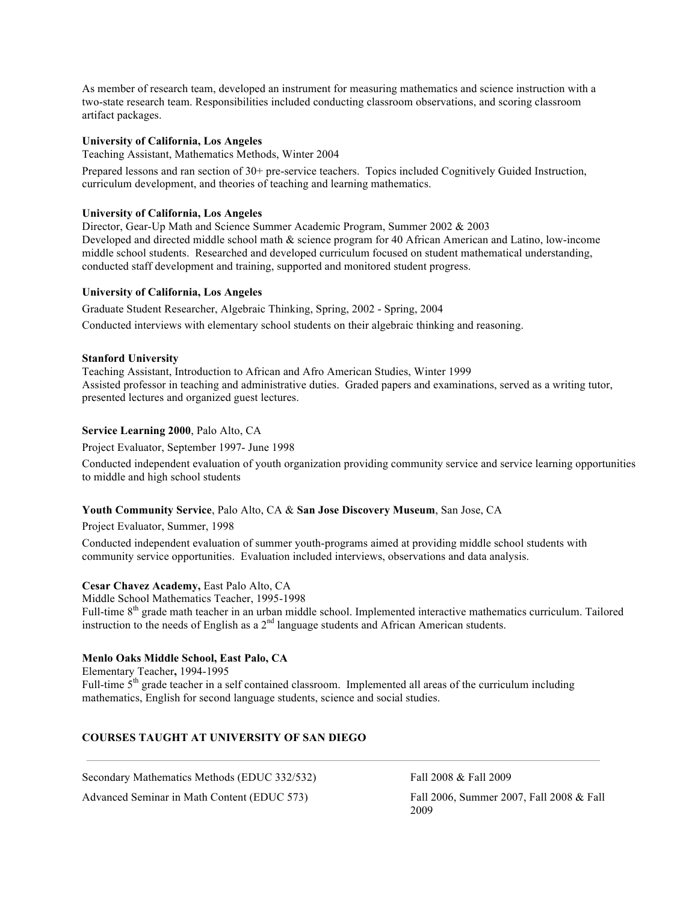As member of research team, developed an instrument for measuring mathematics and science instruction with a two-state research team. Responsibilities included conducting classroom observations, and scoring classroom artifact packages.

**University of California, Los Angeles**
Teaching Assistant, Mathematics Methods, Winter 2004

Prepared lessons and ran section of 30+ pre-service teachers. Topics included Cognitively Guided Instruction, curriculum development, and theories of teaching and learning mathematics.

**University of California, Los Angeles**
Director, Gear-Up Math and Science Summer Academic Program, Summer 2002 & 2003
Developed and directed middle school math & science program for 40 African American and Latino, low-income middle school students. Researched and developed curriculum focused on student mathematical understanding, conducted staff development and training, supported and monitored student progress.

**University of California, Los Angeles**
Graduate Student Researcher, Algebraic Thinking, Spring, 2002 - Spring, 2004

Conducted interviews with elementary school students on their algebraic thinking and reasoning.

**Stanford University**
Teaching Assistant, Introduction to African and Afro American Studies, Winter 1999
Assisted professor in teaching and administrative duties. Graded papers and examinations, served as a writing tutor, presented lectures and organized guest lectures.

**Service Learning 2000**, Palo Alto, CA

Project Evaluator, September 1997- June 1998

Conducted independent evaluation of youth organization providing community service and service learning opportunities to middle and high school students

**Youth Community Service**, Palo Alto, CA & **San Jose Discovery Museum**, San Jose, CA

Project Evaluator, Summer, 1998

Conducted independent evaluation of summer youth-programs aimed at providing middle school students with community service opportunities. Evaluation included interviews, observations and data analysis.

**Cesar Chavez Academy,** East Palo Alto, CA
Middle School Mathematics Teacher, 1995-1998
Full-time 8th grade math teacher in an urban middle school. Implemented interactive mathematics curriculum. Tailored instruction to the needs of English as a 2nd language students and African American students.

**Menlo Oaks Middle School, East Palo, CA**
Elementary Teacher**,** 1994-1995
Full-time 5th grade teacher in a self contained classroom. Implemented all areas of the curriculum including mathematics, English for second language students, science and social studies.

**COURSES TAUGHT AT UNIVERSITY OF SAN DIEGO**

| | |
|---|---|
| Secondary Mathematics Methods (EDUC 332/532) | Fall 2008 & Fall 2009 |
| Advanced Seminar in Math Content (EDUC 573) | Fall 2006, Summer 2007, Fall 2008 & Fall 2009 |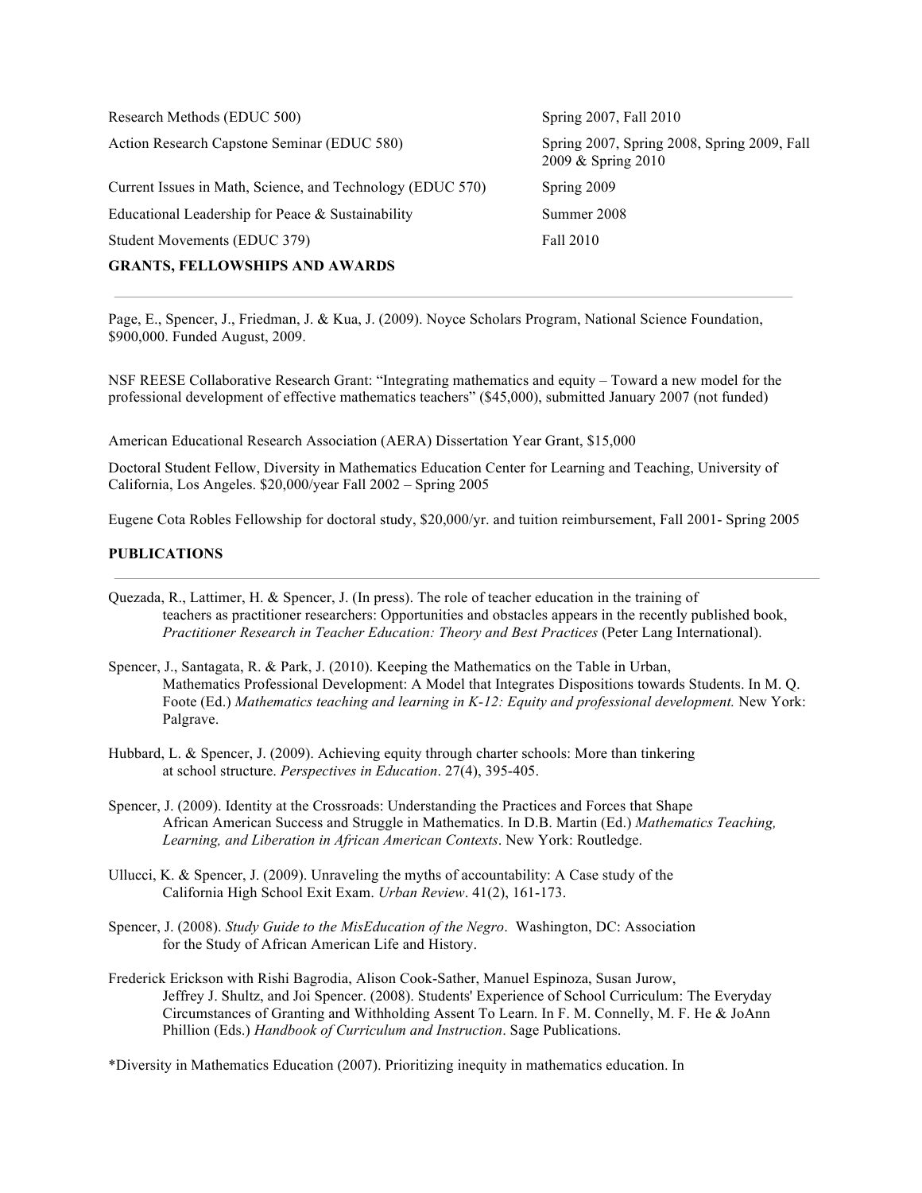| | |
|---|---|
| Research Methods (EDUC 500) | Spring 2007, Fall 2010 |
| Action Research Capstone Seminar (EDUC 580) | Spring 2007, Spring 2008, Spring 2009, Fall 2009 & Spring 2010 |
| Current Issues in Math, Science, and Technology (EDUC 570) | Spring 2009 |
| Educational Leadership for Peace & Sustainability | Summer 2008 |
| Student Movements (EDUC 379) | Fall 2010 |

**GRANTS, FELLOWSHIPS AND AWARDS**

---

Page, E., Spencer, J., Friedman, J. & Kua, J. (2009). Noyce Scholars Program, National Science Foundation, $900,000. Funded August, 2009.

NSF REESE Collaborative Research Grant: "Integrating mathematics and equity – Toward a new model for the professional development of effective mathematics teachers" ($45,000), submitted January 2007 (not funded)

American Educational Research Association (AERA) Dissertation Year Grant, $15,000

Doctoral Student Fellow, Diversity in Mathematics Education Center for Learning and Teaching, University of California, Los Angeles. $20,000/year Fall 2002 – Spring 2005

Eugene Cota Robles Fellowship for doctoral study, $20,000/yr. and tuition reimbursement, Fall 2001- Spring 2005

**PUBLICATIONS**

---

Quezada, R., Lattimer, H. & Spencer, J. (In press). The role of teacher education in the training of teachers as practitioner researchers: Opportunities and obstacles appears in the recently published book, *Practitioner Research in Teacher Education: Theory and Best Practices* (Peter Lang International).

Spencer, J., Santagata, R. & Park, J. (2010). Keeping the Mathematics on the Table in Urban, Mathematics Professional Development: A Model that Integrates Dispositions towards Students. In M. Q. Foote (Ed.) *Mathematics teaching and learning in K-12: Equity and professional development.* New York: Palgrave.

Hubbard, L. & Spencer, J. (2009). Achieving equity through charter schools: More than tinkering at school structure. *Perspectives in Education*. 27(4), 395-405.

Spencer, J. (2009). Identity at the Crossroads: Understanding the Practices and Forces that Shape African American Success and Struggle in Mathematics. In D.B. Martin (Ed.) *Mathematics Teaching, Learning, and Liberation in African American Contexts*. New York: Routledge.

Ullucci, K. & Spencer, J. (2009). Unraveling the myths of accountability: A Case study of the California High School Exit Exam. *Urban Review*. 41(2), 161-173.

Spencer, J. (2008). *Study Guide to the MisEducation of the Negro*. Washington, DC: Association for the Study of African American Life and History.

Frederick Erickson with Rishi Bagrodia, Alison Cook-Sather, Manuel Espinoza, Susan Jurow, Jeffrey J. Shultz, and Joi Spencer. (2008). Students' Experience of School Curriculum: The Everyday Circumstances of Granting and Withholding Assent To Learn. In F. M. Connelly, M. F. He & JoAnn Phillion (Eds.) *Handbook of Curriculum and Instruction*. Sage Publications.

*Diversity in Mathematics Education (2007). Prioritizing inequity in mathematics education. In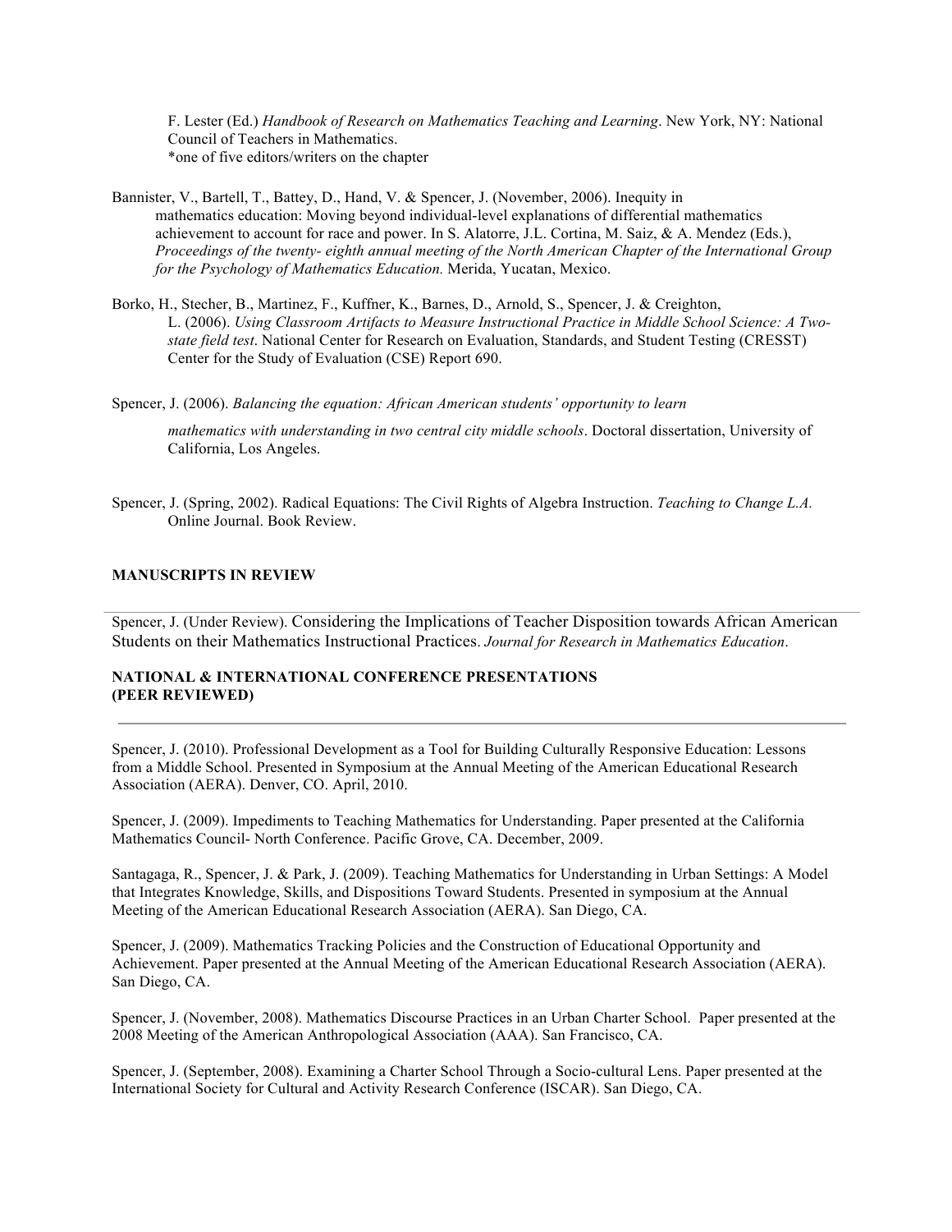F. Lester (Ed.) *Handbook of Research on Mathematics Teaching and Learning*. New York, NY: National Council of Teachers in Mathematics.
*one of five editors/writers on the chapter

Bannister, V., Bartell, T., Battey, D., Hand, V. & Spencer, J. (November, 2006). Inequity in mathematics education: Moving beyond individual-level explanations of differential mathematics achievement to account for race and power. In S. Alatorre, J.L. Cortina, M. Saiz, & A. Mendez (Eds.), *Proceedings of the twenty- eighth annual meeting of the North American Chapter of the International Group for the Psychology of Mathematics Education.* Merida, Yucatan, Mexico.

Borko, H., Stecher, B., Martinez, F., Kuffner, K., Barnes, D., Arnold, S., Spencer, J. & Creighton, L. (2006). *Using Classroom Artifacts to Measure Instructional Practice in Middle School Science: A Two-state field test*. National Center for Research on Evaluation, Standards, and Student Testing (CRESST) Center for the Study of Evaluation (CSE) Report 690.

Spencer, J. (2006). *Balancing the equation: African American students' opportunity to learn mathematics with understanding in two central city middle schools*. Doctoral dissertation, University of California, Los Angeles.

Spencer, J. (Spring, 2002). Radical Equations: The Civil Rights of Algebra Instruction. *Teaching to Change L.A.* Online Journal. Book Review.

**MANUSCRIPTS IN REVIEW**

Spencer, J. (Under Review). Considering the Implications of Teacher Disposition towards African American Students on their Mathematics Instructional Practices. *Journal for Research in Mathematics Education*.

**NATIONAL & INTERNATIONAL CONFERENCE PRESENTATIONS (PEER REVIEWED)**

Spencer, J. (2010). Professional Development as a Tool for Building Culturally Responsive Education: Lessons from a Middle School. Presented in Symposium at the Annual Meeting of the American Educational Research Association (AERA). Denver, CO. April, 2010.

Spencer, J. (2009). Impediments to Teaching Mathematics for Understanding. Paper presented at the California Mathematics Council- North Conference. Pacific Grove, CA. December, 2009.

Santagaga, R., Spencer, J. & Park, J. (2009). Teaching Mathematics for Understanding in Urban Settings: A Model that Integrates Knowledge, Skills, and Dispositions Toward Students. Presented in symposium at the Annual Meeting of the American Educational Research Association (AERA). San Diego, CA.

Spencer, J. (2009). Mathematics Tracking Policies and the Construction of Educational Opportunity and Achievement. Paper presented at the Annual Meeting of the American Educational Research Association (AERA). San Diego, CA.

Spencer, J. (November, 2008). Mathematics Discourse Practices in an Urban Charter School. Paper presented at the 2008 Meeting of the American Anthropological Association (AAA). San Francisco, CA.

Spencer, J. (September, 2008). Examining a Charter School Through a Socio-cultural Lens. Paper presented at the International Society for Cultural and Activity Research Conference (ISCAR). San Diego, CA.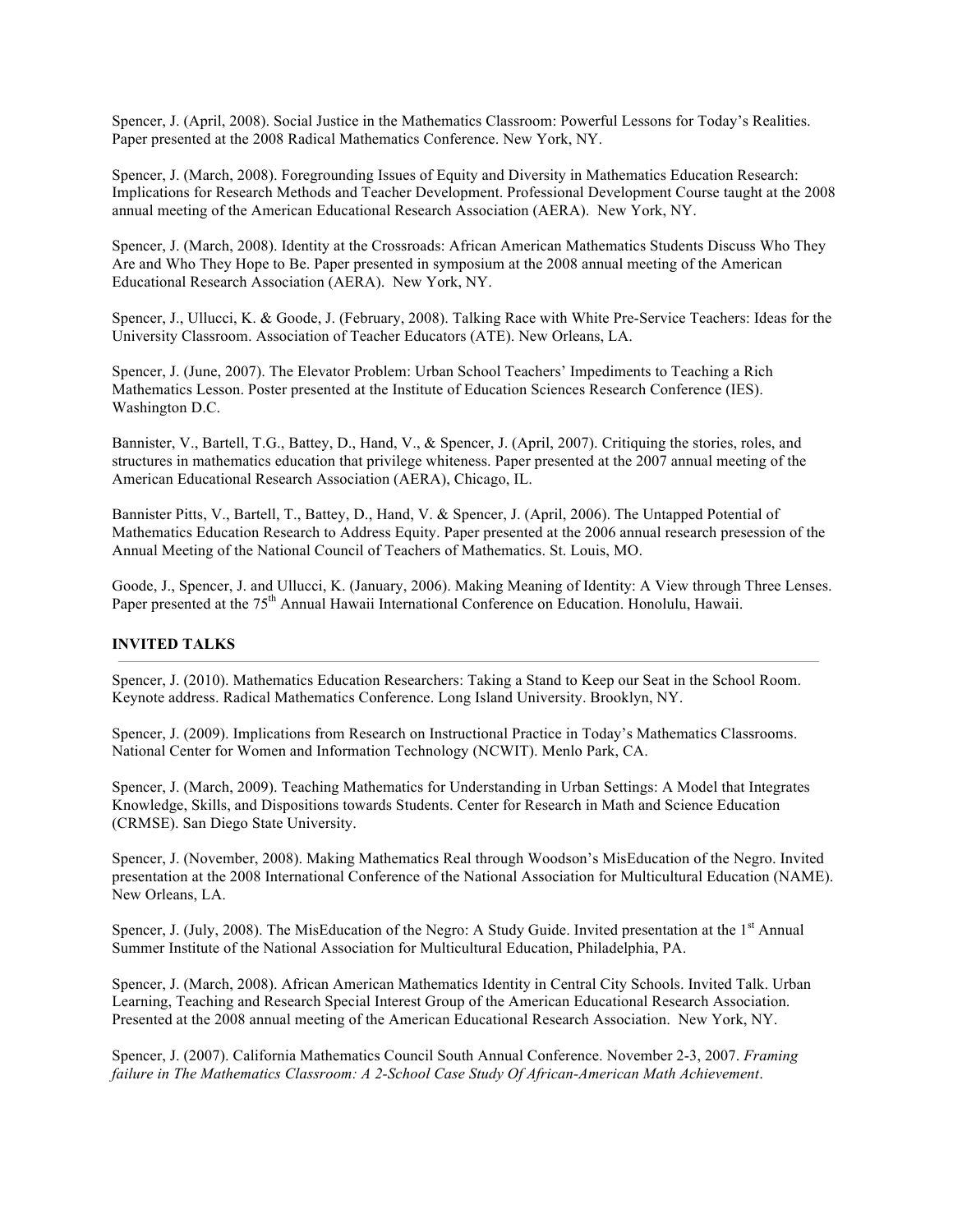Spencer, J. (April, 2008). Social Justice in the Mathematics Classroom: Powerful Lessons for Today's Realities. Paper presented at the 2008 Radical Mathematics Conference. New York, NY.

Spencer, J. (March, 2008). Foregrounding Issues of Equity and Diversity in Mathematics Education Research: Implications for Research Methods and Teacher Development. Professional Development Course taught at the 2008 annual meeting of the American Educational Research Association (AERA). New York, NY.

Spencer, J. (March, 2008). Identity at the Crossroads: African American Mathematics Students Discuss Who They Are and Who They Hope to Be. Paper presented in symposium at the 2008 annual meeting of the American Educational Research Association (AERA). New York, NY.

Spencer, J., Ullucci, K. & Goode, J. (February, 2008). Talking Race with White Pre-Service Teachers: Ideas for the University Classroom. Association of Teacher Educators (ATE). New Orleans, LA.

Spencer, J. (June, 2007). The Elevator Problem: Urban School Teachers' Impediments to Teaching a Rich Mathematics Lesson. Poster presented at the Institute of Education Sciences Research Conference (IES). Washington D.C.

Bannister, V., Bartell, T.G., Battey, D., Hand, V., & Spencer, J. (April, 2007). Critiquing the stories, roles, and structures in mathematics education that privilege whiteness. Paper presented at the 2007 annual meeting of the American Educational Research Association (AERA), Chicago, IL.

Bannister Pitts, V., Bartell, T., Battey, D., Hand, V. & Spencer, J. (April, 2006). The Untapped Potential of Mathematics Education Research to Address Equity. Paper presented at the 2006 annual research presession of the Annual Meeting of the National Council of Teachers of Mathematics. St. Louis, MO.

Goode, J., Spencer, J. and Ullucci, K. (January, 2006). Making Meaning of Identity: A View through Three Lenses. Paper presented at the 75th Annual Hawaii International Conference on Education. Honolulu, Hawaii.

**INVITED TALKS**

---

Spencer, J. (2010). Mathematics Education Researchers: Taking a Stand to Keep our Seat in the School Room. Keynote address. Radical Mathematics Conference. Long Island University. Brooklyn, NY.

Spencer, J. (2009). Implications from Research on Instructional Practice in Today's Mathematics Classrooms. National Center for Women and Information Technology (NCWIT). Menlo Park, CA.

Spencer, J. (March, 2009). Teaching Mathematics for Understanding in Urban Settings: A Model that Integrates Knowledge, Skills, and Dispositions towards Students. Center for Research in Math and Science Education (CRMSE). San Diego State University.

Spencer, J. (November, 2008). Making Mathematics Real through Woodson's MisEducation of the Negro. Invited presentation at the 2008 International Conference of the National Association for Multicultural Education (NAME). New Orleans, LA.

Spencer, J. (July, 2008). The MisEducation of the Negro: A Study Guide. Invited presentation at the 1st Annual Summer Institute of the National Association for Multicultural Education, Philadelphia, PA.

Spencer, J. (March, 2008). African American Mathematics Identity in Central City Schools. Invited Talk. Urban Learning, Teaching and Research Special Interest Group of the American Educational Research Association. Presented at the 2008 annual meeting of the American Educational Research Association. New York, NY.

Spencer, J. (2007). California Mathematics Council South Annual Conference. November 2-3, 2007. *Framing failure in The Mathematics Classroom: A 2-School Case Study Of African-American Math Achievement*.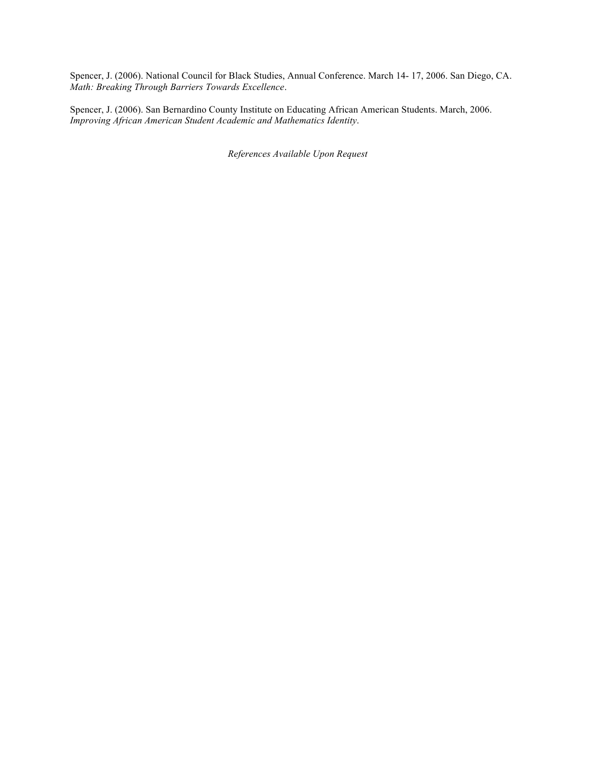Spencer, J. (2006). National Council for Black Studies, Annual Conference. March 14- 17, 2006. San Diego, CA. *Math: Breaking Through Barriers Towards Excellence*.

Spencer, J. (2006). San Bernardino County Institute on Educating African American Students. March, 2006. *Improving African American Student Academic and Mathematics Identity*.

*References Available Upon Request*